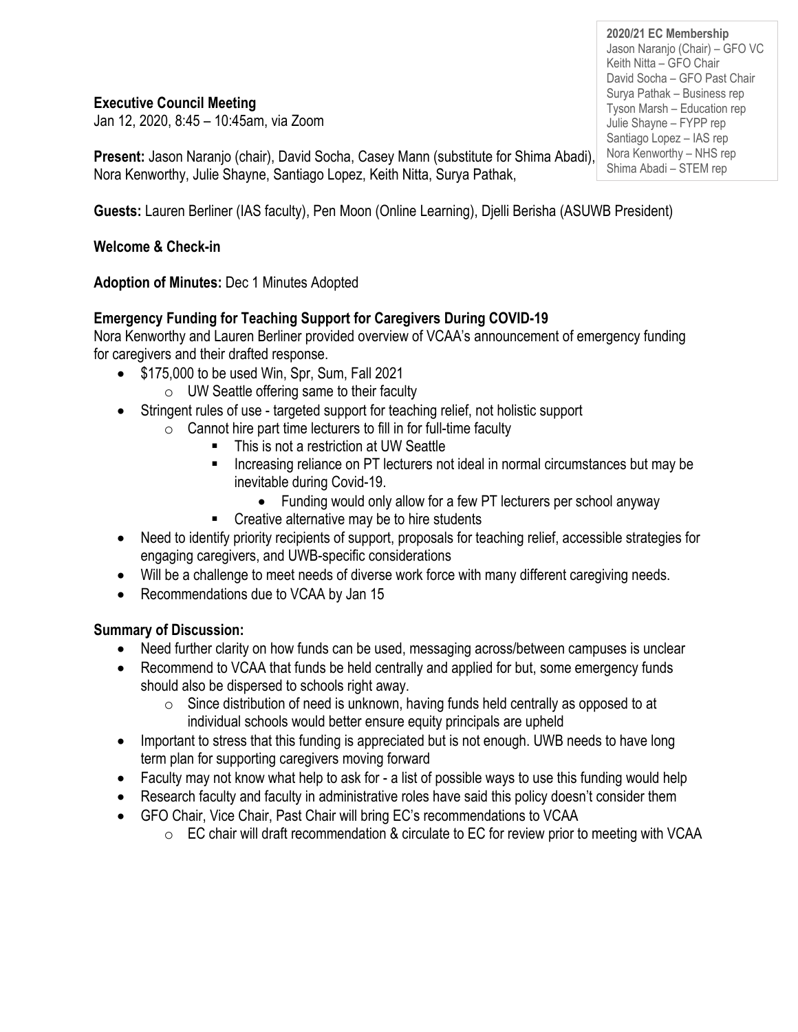**2020/21 EC Membership**
Jason Naranjo (Chair) – GFO VC
Keith Nitta – GFO Chair
David Socha – GFO Past Chair
Surya Pathak – Business rep
Tyson Marsh – Education rep
Julie Shayne – FYPP rep
Santiago Lopez – IAS rep
Nora Kenworthy – NHS rep
Shima Abadi – STEM rep

**Executive Council Meeting**
Jan 12, 2020, 8:45 – 10:45am, via Zoom

**Present:** Jason Naranjo (chair), David Socha, Casey Mann (substitute for Shima Abadi), Nora Kenworthy, Julie Shayne, Santiago Lopez, Keith Nitta, Surya Pathak,

**Guests:** Lauren Berliner (IAS faculty), Pen Moon (Online Learning), Djelli Berisha (ASUWB President)

**Welcome & Check-in**

**Adoption of Minutes:** Dec 1 Minutes Adopted

**Emergency Funding for Teaching Support for Caregivers During COVID-19**

Nora Kenworthy and Lauren Berliner provided overview of VCAA's announcement of emergency funding for caregivers and their drafted response.

- $175,000 to be used Win, Spr, Sum, Fall 2021
    - UW Seattle offering same to their faculty
- Stringent rules of use - targeted support for teaching relief, not holistic support
    - Cannot hire part time lecturers to fill in for full-time faculty
        - This is not a restriction at UW Seattle
        - Increasing reliance on PT lecturers not ideal in normal circumstances but may be inevitable during Covid-19.
            - Funding would only allow for a few PT lecturers per school anyway
        - Creative alternative may be to hire students
- Need to identify priority recipients of support, proposals for teaching relief, accessible strategies for engaging caregivers, and UWB-specific considerations
- Will be a challenge to meet needs of diverse work force with many different caregiving needs.
- Recommendations due to VCAA by Jan 15

**Summary of Discussion:**

- Need further clarity on how funds can be used, messaging across/between campuses is unclear
- Recommend to VCAA that funds be held centrally and applied for but, some emergency funds should also be dispersed to schools right away.
    - Since distribution of need is unknown, having funds held centrally as opposed to at individual schools would better ensure equity principals are upheld
- Important to stress that this funding is appreciated but is not enough. UWB needs to have long term plan for supporting caregivers moving forward
- Faculty may not know what help to ask for - a list of possible ways to use this funding would help
- Research faculty and faculty in administrative roles have said this policy doesn't consider them
- GFO Chair, Vice Chair, Past Chair will bring EC's recommendations to VCAA
    - EC chair will draft recommendation & circulate to EC for review prior to meeting with VCAA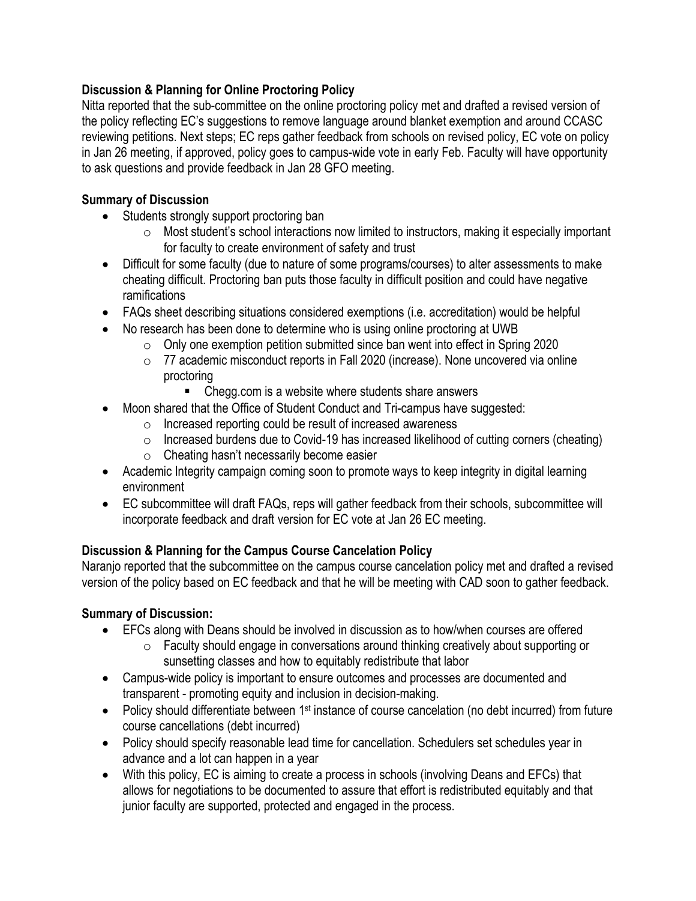**Discussion & Planning for Online Proctoring Policy**

Nitta reported that the sub-committee on the online proctoring policy met and drafted a revised version of the policy reflecting EC's suggestions to remove language around blanket exemption and around CCASC reviewing petitions. Next steps; EC reps gather feedback from schools on revised policy, EC vote on policy in Jan 26 meeting, if approved, policy goes to campus-wide vote in early Feb. Faculty will have opportunity to ask questions and provide feedback in Jan 28 GFO meeting.

**Summary of Discussion**

- Students strongly support proctoring ban
  - Most student's school interactions now limited to instructors, making it especially important for faculty to create environment of safety and trust
- Difficult for some faculty (due to nature of some programs/courses) to alter assessments to make cheating difficult. Proctoring ban puts those faculty in difficult position and could have negative ramifications
- FAQs sheet describing situations considered exemptions (i.e. accreditation) would be helpful
- No research has been done to determine who is using online proctoring at UWB
  - Only one exemption petition submitted since ban went into effect in Spring 2020
  - 77 academic misconduct reports in Fall 2020 (increase). None uncovered via online proctoring
    - Chegg.com is a website where students share answers
- Moon shared that the Office of Student Conduct and Tri-campus have suggested:
  - Increased reporting could be result of increased awareness
  - Increased burdens due to Covid-19 has increased likelihood of cutting corners (cheating)
  - Cheating hasn't necessarily become easier
- Academic Integrity campaign coming soon to promote ways to keep integrity in digital learning environment
- EC subcommittee will draft FAQs, reps will gather feedback from their schools, subcommittee will incorporate feedback and draft version for EC vote at Jan 26 EC meeting.

**Discussion & Planning for the Campus Course Cancelation Policy**

Naranjo reported that the subcommittee on the campus course cancelation policy met and drafted a revised version of the policy based on EC feedback and that he will be meeting with CAD soon to gather feedback.

**Summary of Discussion:**

- EFCs along with Deans should be involved in discussion as to how/when courses are offered
  - Faculty should engage in conversations around thinking creatively about supporting or sunsetting classes and how to equitably redistribute that labor
- Campus-wide policy is important to ensure outcomes and processes are documented and transparent - promoting equity and inclusion in decision-making.
- Policy should differentiate between 1st instance of course cancelation (no debt incurred) from future course cancellations (debt incurred)
- Policy should specify reasonable lead time for cancellation. Schedulers set schedules year in advance and a lot can happen in a year
- With this policy, EC is aiming to create a process in schools (involving Deans and EFCs) that allows for negotiations to be documented to assure that effort is redistributed equitably and that junior faculty are supported, protected and engaged in the process.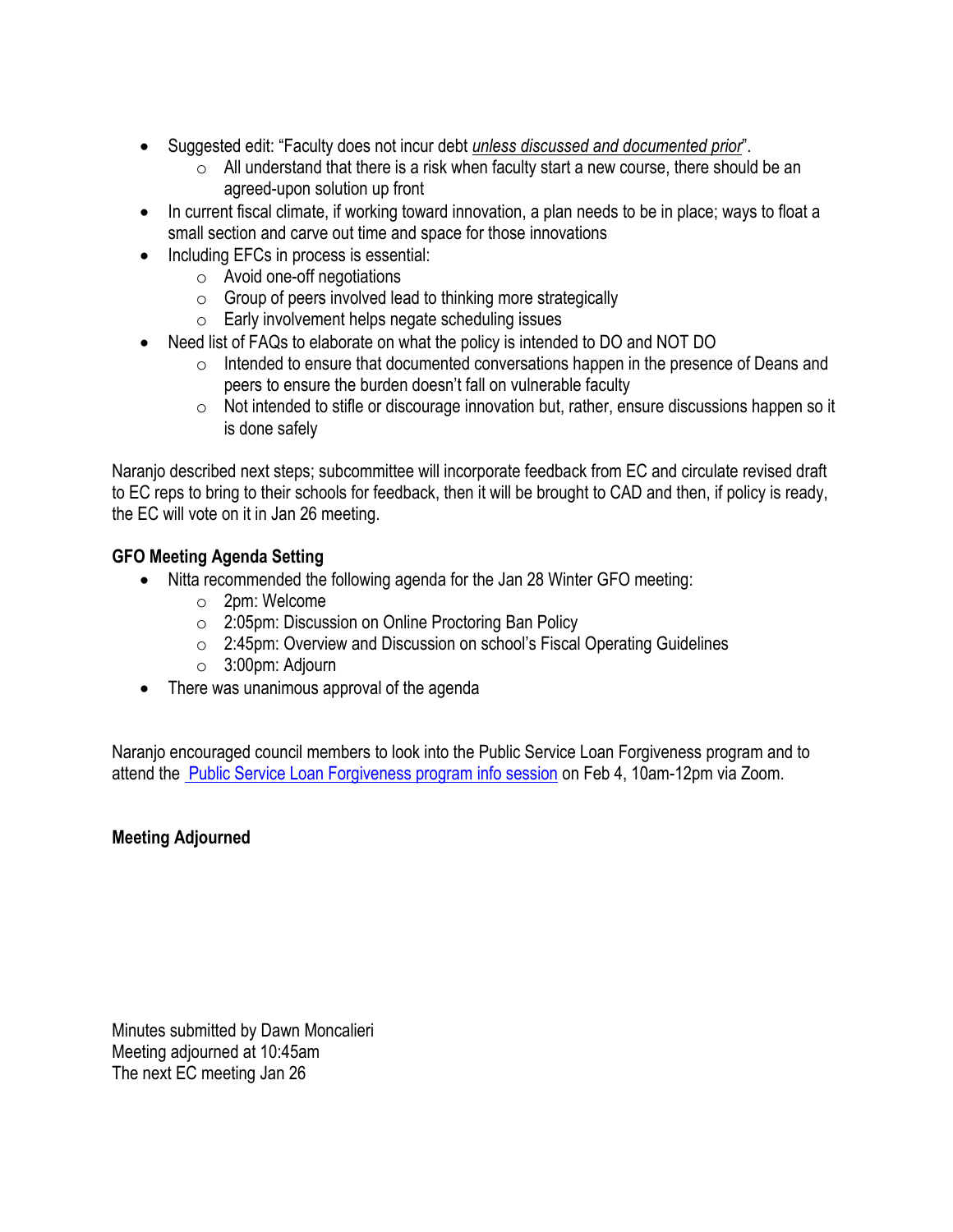- Suggested edit: "Faculty does not incur debt *unless discussed and documented prior*".
  - All understand that there is a risk when faculty start a new course, there should be an agreed-upon solution up front
- In current fiscal climate, if working toward innovation, a plan needs to be in place; ways to float a small section and carve out time and space for those innovations
- Including EFCs in process is essential:
  - Avoid one-off negotiations
  - Group of peers involved lead to thinking more strategically
  - Early involvement helps negate scheduling issues
- Need list of FAQs to elaborate on what the policy is intended to DO and NOT DO
  - Intended to ensure that documented conversations happen in the presence of Deans and peers to ensure the burden doesn't fall on vulnerable faculty
  - Not intended to stifle or discourage innovation but, rather, ensure discussions happen so it is done safely

Naranjo described next steps; subcommittee will incorporate feedback from EC and circulate revised draft to EC reps to bring to their schools for feedback, then it will be brought to CAD and then, if policy is ready, the EC will vote on it in Jan 26 meeting.

**GFO Meeting Agenda Setting**

- Nitta recommended the following agenda for the Jan 28 Winter GFO meeting:
  - 2pm: Welcome
  - 2:05pm: Discussion on Online Proctoring Ban Policy
  - 2:45pm: Overview and Discussion on school's Fiscal Operating Guidelines
  - 3:00pm: Adjourn
- There was unanimous approval of the agenda

Naranjo encouraged council members to look into the Public Service Loan Forgiveness program and to attend the Public Service Loan Forgiveness program info session on Feb 4, 10am-12pm via Zoom.

**Meeting Adjourned**

Minutes submitted by Dawn Moncalieri
Meeting adjourned at 10:45am
The next EC meeting Jan 26